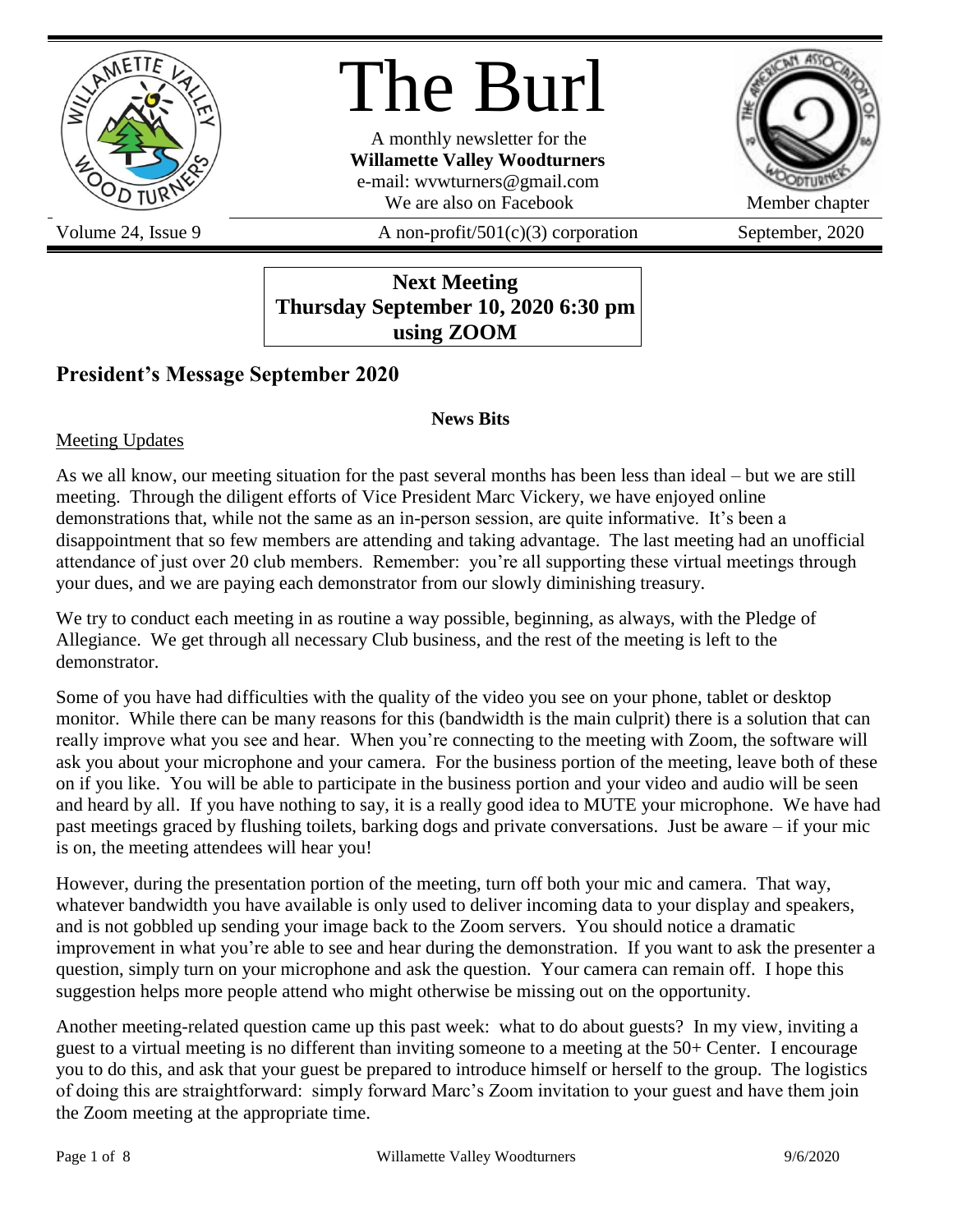# The Burl

A monthly newsletter for the
**Willamette Valley Woodturners**
e-mail: wvwturners@gmail.com
We are also on Facebook

Member chapter

Volume 24, Issue 9 | A non-profit/501(c)(3) corporation | September, 2020

**Next Meeting**
**Thursday September 10, 2020 6:30 pm**
**using ZOOM**

## President's Message September 2020

**News Bits**

Meeting Updates

As we all know, our meeting situation for the past several months has been less than ideal – but we are still meeting. Through the diligent efforts of Vice President Marc Vickery, we have enjoyed online demonstrations that, while not the same as an in-person session, are quite informative. It's been a disappointment that so few members are attending and taking advantage. The last meeting had an unofficial attendance of just over 20 club members. Remember: you're all supporting these virtual meetings through your dues, and we are paying each demonstrator from our slowly diminishing treasury.

We try to conduct each meeting in as routine a way possible, beginning, as always, with the Pledge of Allegiance. We get through all necessary Club business, and the rest of the meeting is left to the demonstrator.

Some of you have had difficulties with the quality of the video you see on your phone, tablet or desktop monitor. While there can be many reasons for this (bandwidth is the main culprit) there is a solution that can really improve what you see and hear. When you're connecting to the meeting with Zoom, the software will ask you about your microphone and your camera. For the business portion of the meeting, leave both of these on if you like. You will be able to participate in the business portion and your video and audio will be seen and heard by all. If you have nothing to say, it is a really good idea to MUTE your microphone. We have had past meetings graced by flushing toilets, barking dogs and private conversations. Just be aware – if your mic is on, the meeting attendees will hear you!

However, during the presentation portion of the meeting, turn off both your mic and camera. That way, whatever bandwidth you have available is only used to deliver incoming data to your display and speakers, and is not gobbled up sending your image back to the Zoom servers. You should notice a dramatic improvement in what you're able to see and hear during the demonstration. If you want to ask the presenter a question, simply turn on your microphone and ask the question. Your camera can remain off. I hope this suggestion helps more people attend who might otherwise be missing out on the opportunity.

Another meeting-related question came up this past week: what to do about guests? In my view, inviting a guest to a virtual meeting is no different than inviting someone to a meeting at the 50+ Center. I encourage you to do this, and ask that your guest be prepared to introduce himself or herself to the group. The logistics of doing this are straightforward: simply forward Marc's Zoom invitation to your guest and have them join the Zoom meeting at the appropriate time.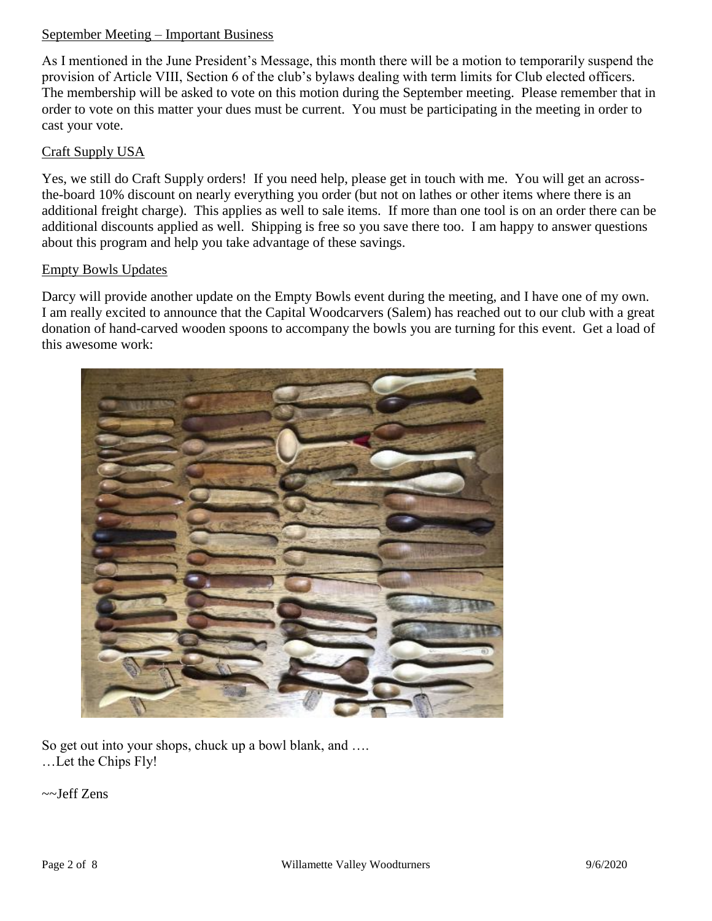## September Meeting – Important Business

As I mentioned in the June President's Message, this month there will be a motion to temporarily suspend the provision of Article VIII, Section 6 of the club's bylaws dealing with term limits for Club elected officers. The membership will be asked to vote on this motion during the September meeting. Please remember that in order to vote on this matter your dues must be current. You must be participating in the meeting in order to cast your vote.

## Craft Supply USA

Yes, we still do Craft Supply orders! If you need help, please get in touch with me. You will get an across-the-board 10% discount on nearly everything you order (but not on lathes or other items where there is an additional freight charge). This applies as well to sale items. If more than one tool is on an order there can be additional discounts applied as well. Shipping is free so you save there too. I am happy to answer questions about this program and help you take advantage of these savings.

## Empty Bowls Updates

Darcy will provide another update on the Empty Bowls event during the meeting, and I have one of my own. I am really excited to announce that the Capital Woodcarvers (Salem) has reached out to our club with a great donation of hand-carved wooden spoons to accompany the bowls you are turning for this event. Get a load of this awesome work:

So get out into your shops, chuck up a bowl blank, and ….
…Let the Chips Fly!

~~Jeff Zens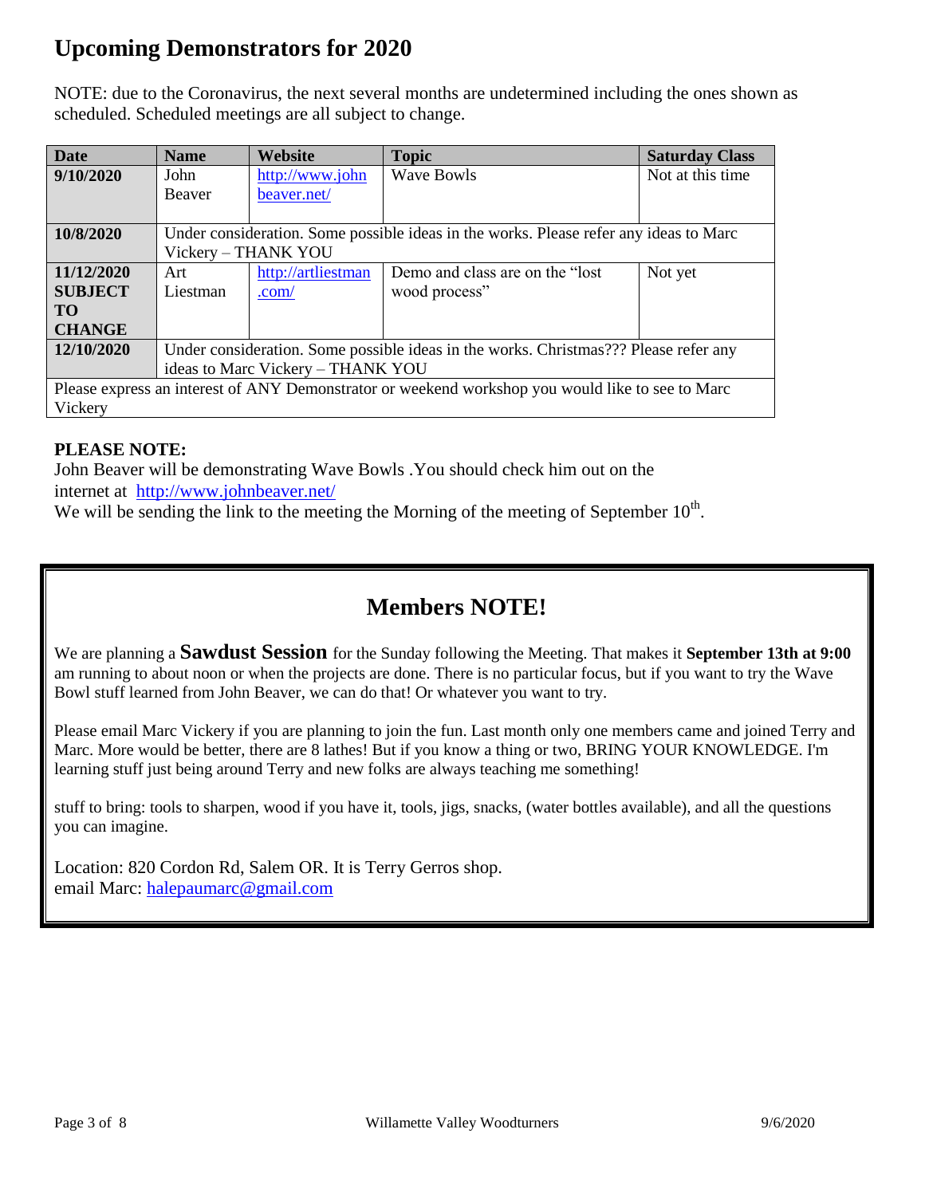# Upcoming Demonstrators for 2020

NOTE: due to the Coronavirus, the next several months are undetermined including the ones shown as scheduled. Scheduled meetings are all subject to change.

| Date | Name | Website | Topic | Saturday Class |
| --- | --- | --- | --- | --- |
| **9/10/2020** | John Beaver | http://www.johnbeaver.net/ | Wave Bowls | Not at this time |
| **10/8/2020** | Under consideration. Some possible ideas in the works. Please refer any ideas to Marc Vickery – THANK YOU | | | |
| **11/12/2020 SUBJECT TO CHANGE** | Art Liestman | http://artliestman.com/ | Demo and class are on the "lost wood process" | Not yet |
| **12/10/2020** | Under consideration. Some possible ideas in the works. Christmas??? Please refer any ideas to Marc Vickery – THANK YOU | | | |
| Please express an interest of ANY Demonstrator or weekend workshop you would like to see to Marc Vickery | | | | |

**PLEASE NOTE:**
John Beaver will be demonstrating Wave Bowls .You should check him out on the internet at http://www.johnbeaver.net/
We will be sending the link to the meeting the Morning of the meeting of September 10th.

## Members NOTE!

We are planning a **Sawdust Session** for the Sunday following the Meeting. That makes it **September 13th at 9:00** am running to about noon or when the projects are done. There is no particular focus, but if you want to try the Wave Bowl stuff learned from John Beaver, we can do that! Or whatever you want to try.

Please email Marc Vickery if you are planning to join the fun. Last month only one members came and joined Terry and Marc. More would be better, there are 8 lathes! But if you know a thing or two, BRING YOUR KNOWLEDGE. I'm learning stuff just being around Terry and new folks are always teaching me something!

stuff to bring: tools to sharpen, wood if you have it, tools, jigs, snacks, (water bottles available), and all the questions you can imagine.

Location: 820 Cordon Rd, Salem OR. It is Terry Gerros shop.
email Marc: halepaumarc@gmail.com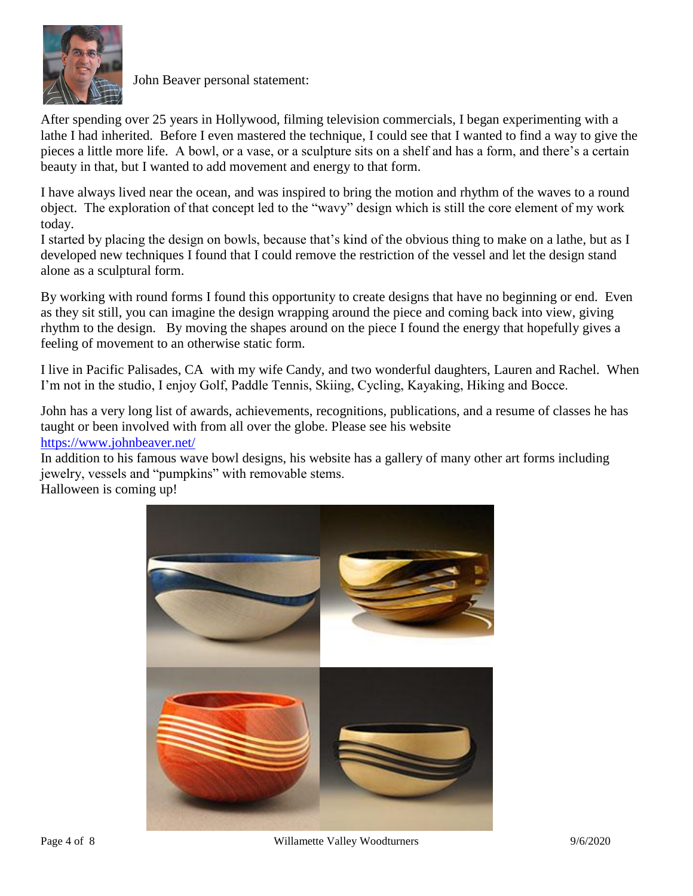John Beaver personal statement:

After spending over 25 years in Hollywood, filming television commercials, I began experimenting with a lathe I had inherited. Before I even mastered the technique, I could see that I wanted to find a way to give the pieces a little more life. A bowl, or a vase, or a sculpture sits on a shelf and has a form, and there's a certain beauty in that, but I wanted to add movement and energy to that form.

I have always lived near the ocean, and was inspired to bring the motion and rhythm of the waves to a round object. The exploration of that concept led to the "wavy" design which is still the core element of my work today.

I started by placing the design on bowls, because that's kind of the obvious thing to make on a lathe, but as I developed new techniques I found that I could remove the restriction of the vessel and let the design stand alone as a sculptural form.

By working with round forms I found this opportunity to create designs that have no beginning or end. Even as they sit still, you can imagine the design wrapping around the piece and coming back into view, giving rhythm to the design. By moving the shapes around on the piece I found the energy that hopefully gives a feeling of movement to an otherwise static form.

I live in Pacific Palisades, CA with my wife Candy, and two wonderful daughters, Lauren and Rachel. When I'm not in the studio, I enjoy Golf, Paddle Tennis, Skiing, Cycling, Kayaking, Hiking and Bocce.

John has a very long list of awards, achievements, recognitions, publications, and a resume of classes he has taught or been involved with from all over the globe. Please see his website
https://www.johnbeaver.net/
In addition to his famous wave bowl designs, his website has a gallery of many other art forms including jewelry, vessels and "pumpkins" with removable stems.
Halloween is coming up!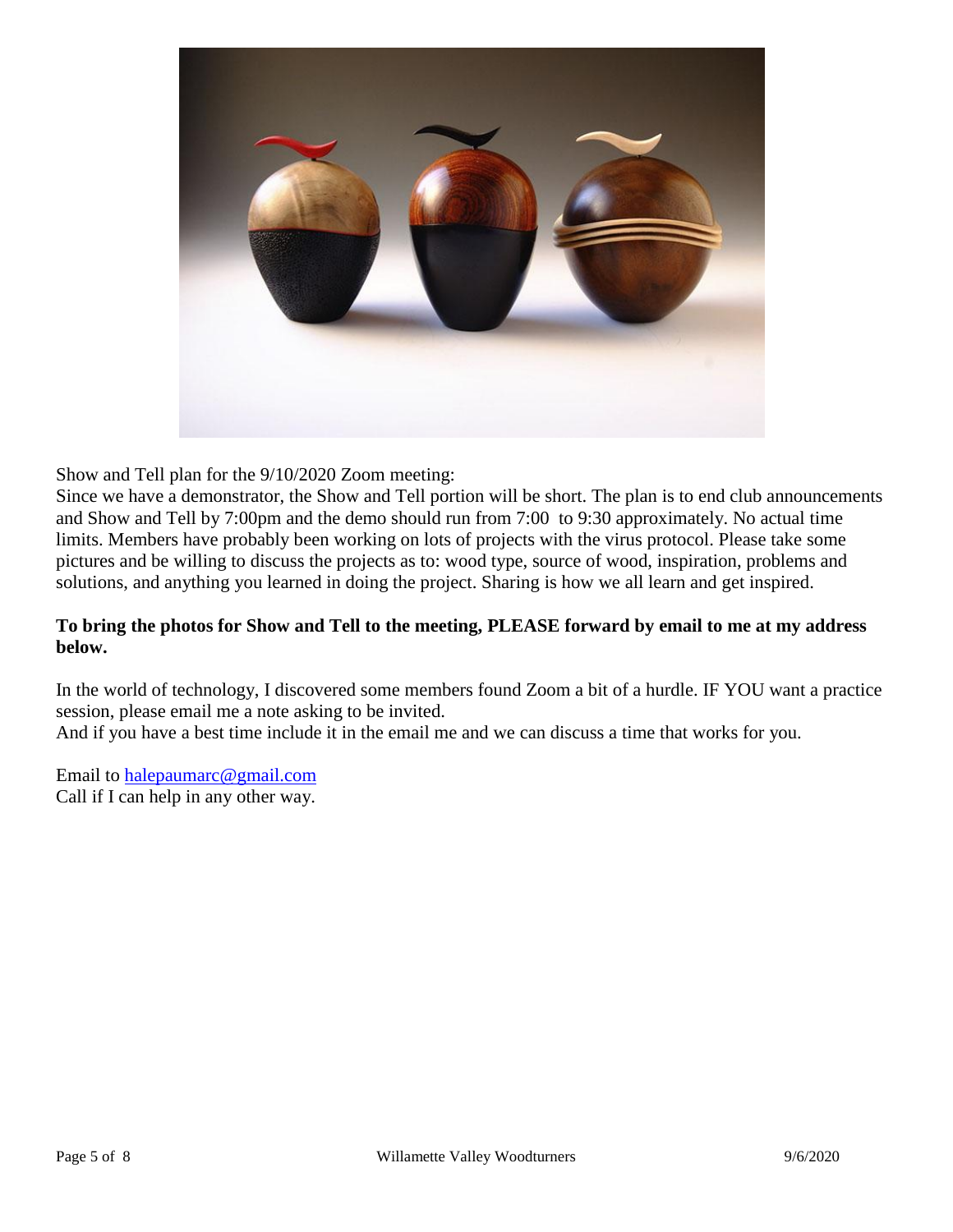Show and Tell plan for the 9/10/2020 Zoom meeting:
Since we have a demonstrator, the Show and Tell portion will be short. The plan is to end club announcements and Show and Tell by 7:00pm and the demo should run from 7:00 to 9:30 approximately. No actual time limits. Members have probably been working on lots of projects with the virus protocol. Please take some pictures and be willing to discuss the projects as to: wood type, source of wood, inspiration, problems and solutions, and anything you learned in doing the project. Sharing is how we all learn and get inspired.

**To bring the photos for Show and Tell to the meeting, PLEASE forward by email to me at my address below.**

In the world of technology, I discovered some members found Zoom a bit of a hurdle. IF YOU want a practice session, please email me a note asking to be invited.
And if you have a best time include it in the email me and we can discuss a time that works for you.

Email to halepaumarc@gmail.com
Call if I can help in any other way.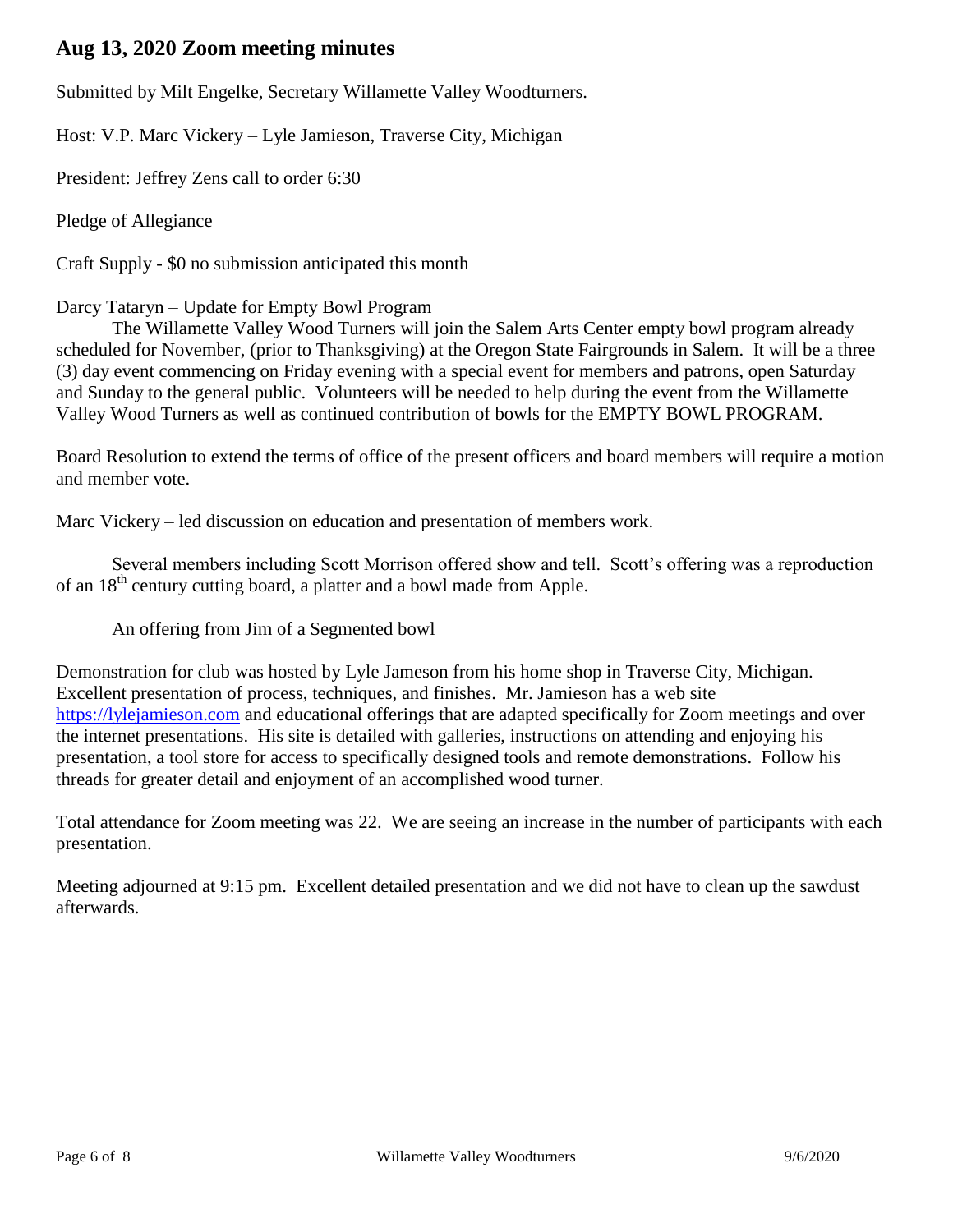## Aug 13, 2020 Zoom meeting minutes

Submitted by Milt Engelke, Secretary Willamette Valley Woodturners.

Host: V.P. Marc Vickery – Lyle Jamieson, Traverse City, Michigan

President: Jeffrey Zens call to order 6:30

Pledge of Allegiance

Craft Supply - $0 no submission anticipated this month

Darcy Tataryn – Update for Empty Bowl Program

The Willamette Valley Wood Turners will join the Salem Arts Center empty bowl program already scheduled for November, (prior to Thanksgiving) at the Oregon State Fairgrounds in Salem. It will be a three (3) day event commencing on Friday evening with a special event for members and patrons, open Saturday and Sunday to the general public. Volunteers will be needed to help during the event from the Willamette Valley Wood Turners as well as continued contribution of bowls for the EMPTY BOWL PROGRAM.

Board Resolution to extend the terms of office of the present officers and board members will require a motion and member vote.

Marc Vickery – led discussion on education and presentation of members work.

Several members including Scott Morrison offered show and tell. Scott's offering was a reproduction of an 18th century cutting board, a platter and a bowl made from Apple.

An offering from Jim of a Segmented bowl

Demonstration for club was hosted by Lyle Jameson from his home shop in Traverse City, Michigan. Excellent presentation of process, techniques, and finishes. Mr. Jamieson has a web site https://lylejamieson.com and educational offerings that are adapted specifically for Zoom meetings and over the internet presentations. His site is detailed with galleries, instructions on attending and enjoying his presentation, a tool store for access to specifically designed tools and remote demonstrations. Follow his threads for greater detail and enjoyment of an accomplished wood turner.

Total attendance for Zoom meeting was 22. We are seeing an increase in the number of participants with each presentation.

Meeting adjourned at 9:15 pm. Excellent detailed presentation and we did not have to clean up the sawdust afterwards.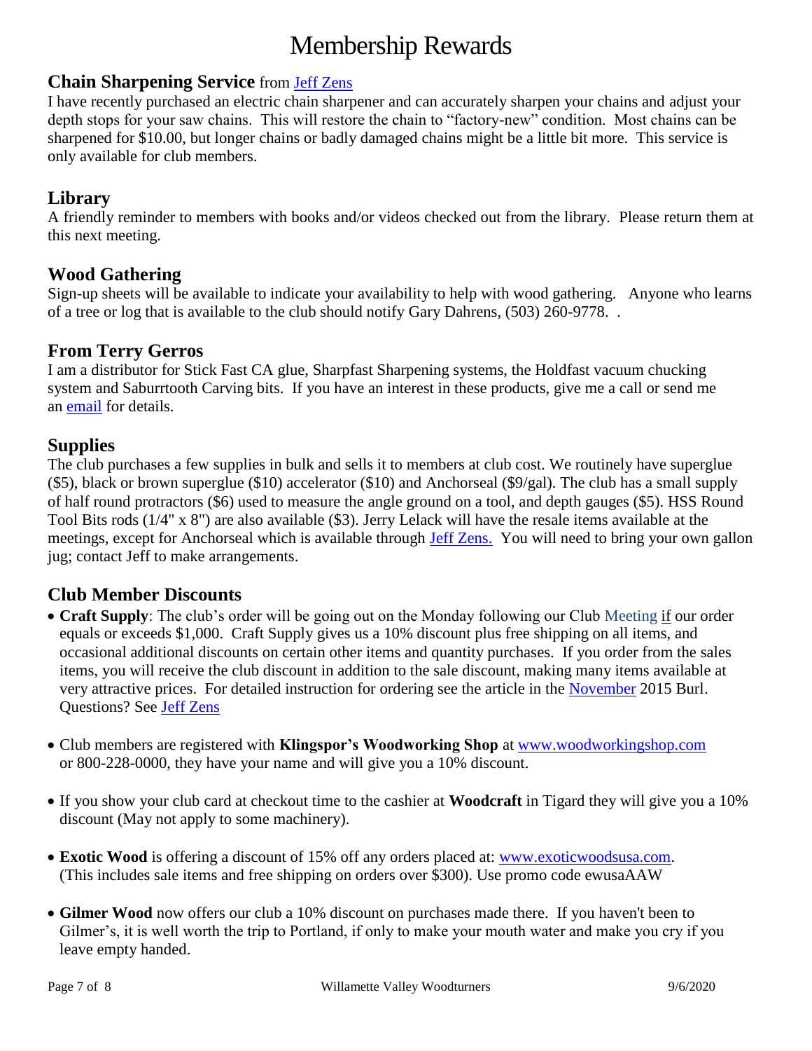# Membership Rewards

## Chain Sharpening Service from Jeff Zens

I have recently purchased an electric chain sharpener and can accurately sharpen your chains and adjust your depth stops for your saw chains. This will restore the chain to "factory-new" condition. Most chains can be sharpened for $10.00, but longer chains or badly damaged chains might be a little bit more. This service is only available for club members.

## Library

A friendly reminder to members with books and/or videos checked out from the library. Please return them at this next meeting.

## Wood Gathering

Sign-up sheets will be available to indicate your availability to help with wood gathering. Anyone who learns of a tree or log that is available to the club should notify Gary Dahrens, (503) 260-9778. .

## From Terry Gerros

I am a distributor for Stick Fast CA glue, Sharpfast Sharpening systems, the Holdfast vacuum chucking system and Saburrtooth Carving bits. If you have an interest in these products, give me a call or send me an email for details.

## Supplies

The club purchases a few supplies in bulk and sells it to members at club cost. We routinely have superglue ($5), black or brown superglue ($10) accelerator ($10) and Anchorseal ($9/gal). The club has a small supply of half round protractors ($6) used to measure the angle ground on a tool, and depth gauges ($5). HSS Round Tool Bits rods (1/4" x 8") are also available ($3). Jerry Lelack will have the resale items available at the meetings, except for Anchorseal which is available through Jeff Zens. You will need to bring your own gallon jug; contact Jeff to make arrangements.

## Club Member Discounts

- **Craft Supply**: The club's order will be going out on the Monday following our Club Meeting if our order equals or exceeds $1,000. Craft Supply gives us a 10% discount plus free shipping on all items, and occasional additional discounts on certain other items and quantity purchases. If you order from the sales items, you will receive the club discount in addition to the sale discount, making many items available at very attractive prices. For detailed instruction for ordering see the article in the November 2015 Burl. Questions? See Jeff Zens

- Club members are registered with **Klingspor's Woodworking Shop** at www.woodworkingshop.com or 800-228-0000, they have your name and will give you a 10% discount.

- If you show your club card at checkout time to the cashier at **Woodcraft** in Tigard they will give you a 10% discount (May not apply to some machinery).

- **Exotic Wood** is offering a discount of 15% off any orders placed at: www.exoticwoodsusa.com. (This includes sale items and free shipping on orders over $300). Use promo code ewusaAAW

- **Gilmer Wood** now offers our club a 10% discount on purchases made there. If you haven't been to Gilmer's, it is well worth the trip to Portland, if only to make your mouth water and make you cry if you leave empty handed.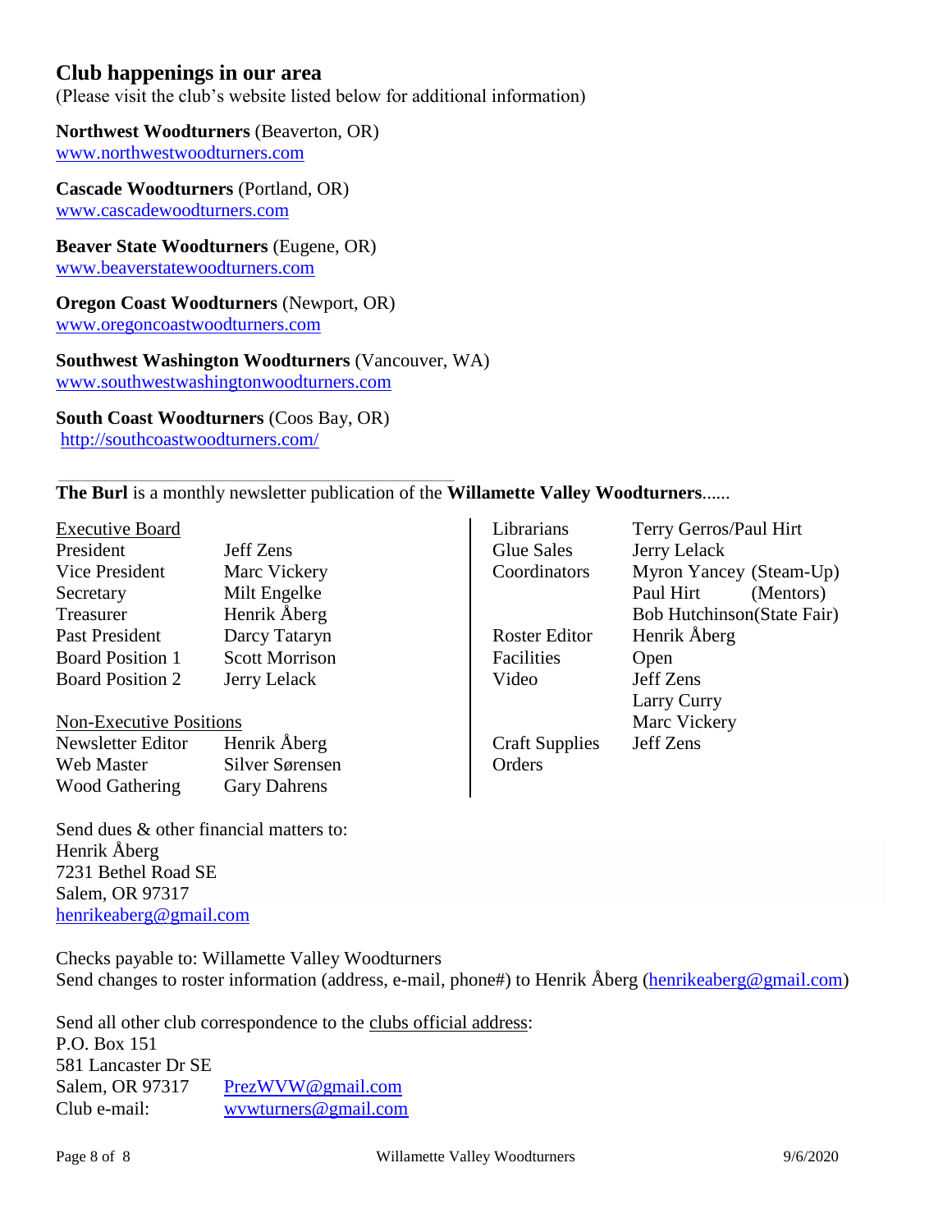## Club happenings in our area

(Please visit the club's website listed below for additional information)

**Northwest Woodturners** (Beaverton, OR)
www.northwestwoodturners.com

**Cascade Woodturners** (Portland, OR)
www.cascadewoodturners.com

**Beaver State Woodturners** (Eugene, OR)
www.beaverstatewoodturners.com

**Oregon Coast Woodturners** (Newport, OR)
www.oregoncoastwoodturners.com

**Southwest Washington Woodturners** (Vancouver, WA)
www.southwestwashingtonwoodturners.com

**South Coast Woodturners** (Coos Bay, OR)
http://southcoastwoodturners.com/

---

**The Burl** is a monthly newsletter publication of the **Willamette Valley Woodturners**......

| Executive Board | |
|---|---|
| President | Jeff Zens |
| Vice President | Marc Vickery |
| Secretary | Milt Engelke |
| Treasurer | Henrik Åberg |
| Past President | Darcy Tataryn |
| Board Position 1 | Scott Morrison |
| Board Position 2 | Jerry Lelack |

| Non-Executive Positions | |
|---|---|
| Newsletter Editor | Henrik Åberg |
| Web Master | Silver Sørensen |
| Wood Gathering | Gary Dahrens |
| Librarians | Terry Gerros/Paul Hirt |
| Glue Sales | Jerry Lelack |
| Coordinators | Myron Yancey (Steam-Up) |
| | Paul Hirt (Mentors) |
| | Bob Hutchinson (State Fair) |
| Roster Editor | Henrik Åberg |
| Facilities | Open |
| Video | Jeff Zens |
| | Larry Curry |
| | Marc Vickery |
| Craft Supplies Orders | Jeff Zens |

Send dues & other financial matters to:
Henrik Åberg
7231 Bethel Road SE
Salem, OR 97317
henrikeaberg@gmail.com

Checks payable to: Willamette Valley Woodturners
Send changes to roster information (address, e-mail, phone#) to Henrik Åberg (henrikeaberg@gmail.com)

Send all other club correspondence to the clubs official address:
P.O. Box 151
581 Lancaster Dr SE
Salem, OR 97317 PrezWVW@gmail.com
Club e-mail: wvwturners@gmail.com